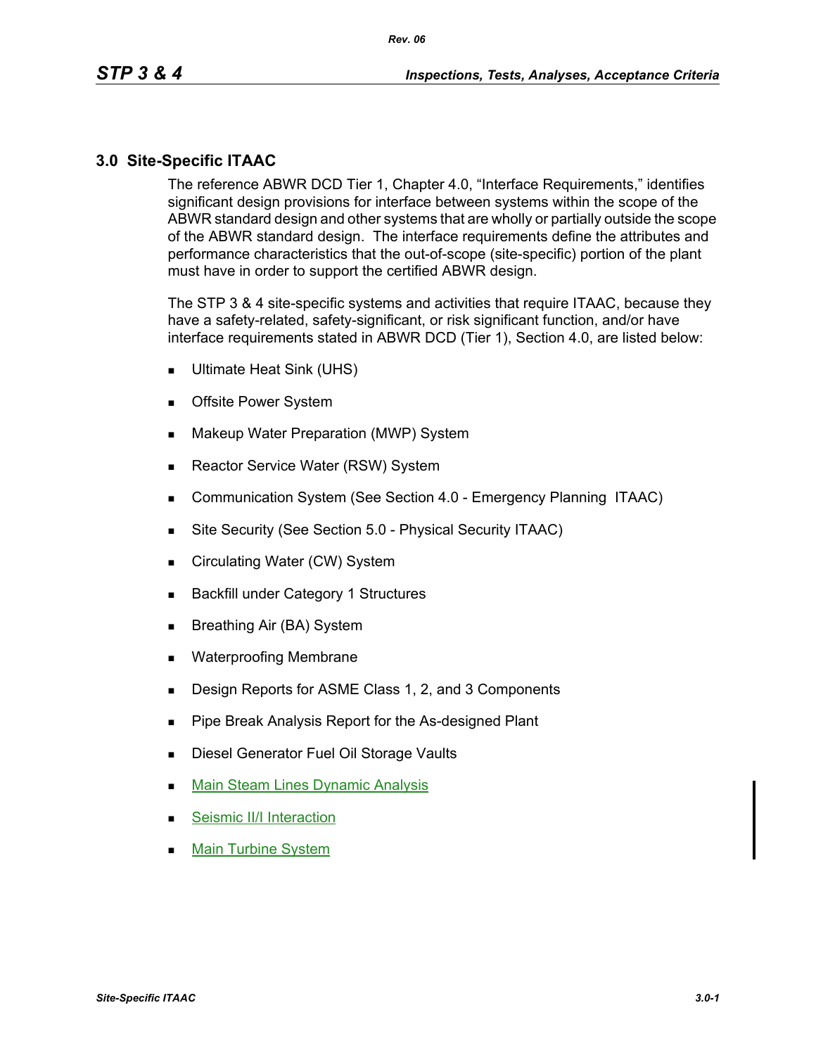## 3.0 Site-Specific ITAAC

The reference ABWR DCD Tier 1, Chapter 4.0, "Interface Requirements," identifies significant design provisions for interface between systems within the scope of the ABWR standard design and other systems that are wholly or partially outside the scope of the ABWR standard design. The interface requirements define the attributes and performance characteristics that the out-of-scope (site-specific) portion of the plant must have in order to support the certified ABWR design.

The STP 3 & 4 site-specific systems and activities that require ITAAC, because they have a safety-related, safety-significant, or risk significant function, and/or have interface requirements stated in ABWR DCD (Tier 1), Section 4.0, are listed below:

- Ultimate Heat Sink (UHS)
- Offsite Power System
- Makeup Water Preparation (MWP) System
- Reactor Service Water (RSW) System
- Communication System (See Section 4.0 - Emergency Planning ITAAC)
- Site Security (See Section 5.0 - Physical Security ITAAC)
- Circulating Water (CW) System
- Backfill under Category 1 Structures
- Breathing Air (BA) System
- Waterproofing Membrane
- Design Reports for ASME Class 1, 2, and 3 Components
- Pipe Break Analysis Report for the As-designed Plant
- Diesel Generator Fuel Oil Storage Vaults
- Main Steam Lines Dynamic Analysis
- Seismic II/I Interaction
- Main Turbine System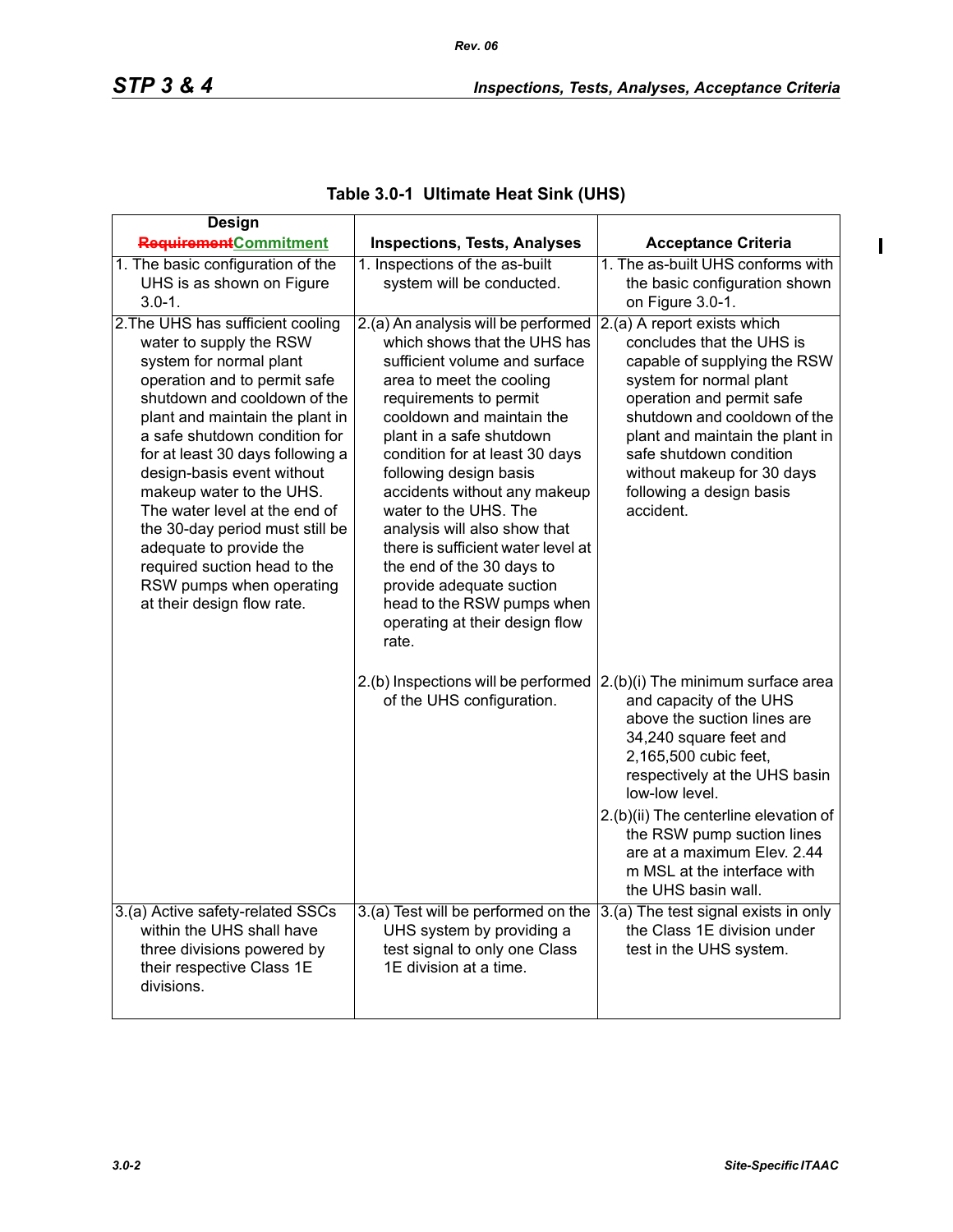## Table 3.0-1 Ultimate Heat Sink (UHS)

| Design ~~Requirement~~Commitment | Inspections, Tests, Analyses | Acceptance Criteria |
|---|---|---|
| 1. The basic configuration of the UHS is as shown on Figure 3.0-1. | 1. Inspections of the as-built system will be conducted. | 1. The as-built UHS conforms with the basic configuration shown on Figure 3.0-1. |
| 2.The UHS has sufficient cooling water to supply the RSW system for normal plant operation and to permit safe shutdown and cooldown of the plant and maintain the plant in a safe shutdown condition for for at least 30 days following a design-basis event without makeup water to the UHS. The water level at the end of the 30-day period must still be adequate to provide the required suction head to the RSW pumps when operating at their design flow rate. | 2.(a) An analysis will be performed which shows that the UHS has sufficient volume and surface area to meet the cooling requirements to permit cooldown and maintain the plant in a safe shutdown condition for at least 30 days following design basis accidents without any makeup water to the UHS. The analysis will also show that there is sufficient water level at the end of the 30 days to provide adequate suction head to the RSW pumps when operating at their design flow rate. | 2.(a) A report exists which concludes that the UHS is capable of supplying the RSW system for normal plant operation and permit safe shutdown and cooldown of the plant and maintain the plant in safe shutdown condition without makeup for 30 days following a design basis accident. |
| | 2.(b) Inspections will be performed of the UHS configuration. | 2.(b)(i) The minimum surface area and capacity of the UHS above the suction lines are 34,240 square feet and 2,165,500 cubic feet, respectively at the UHS basin low-low level.<br>2.(b)(ii) The centerline elevation of the RSW pump suction lines are at a maximum Elev. 2.44 m MSL at the interface with the UHS basin wall. |
| 3.(a) Active safety-related SSCs within the UHS shall have three divisions powered by their respective Class 1E divisions. | 3.(a) Test will be performed on the UHS system by providing a test signal to only one Class 1E division at a time. | 3.(a) The test signal exists in only the Class 1E division under test in the UHS system. |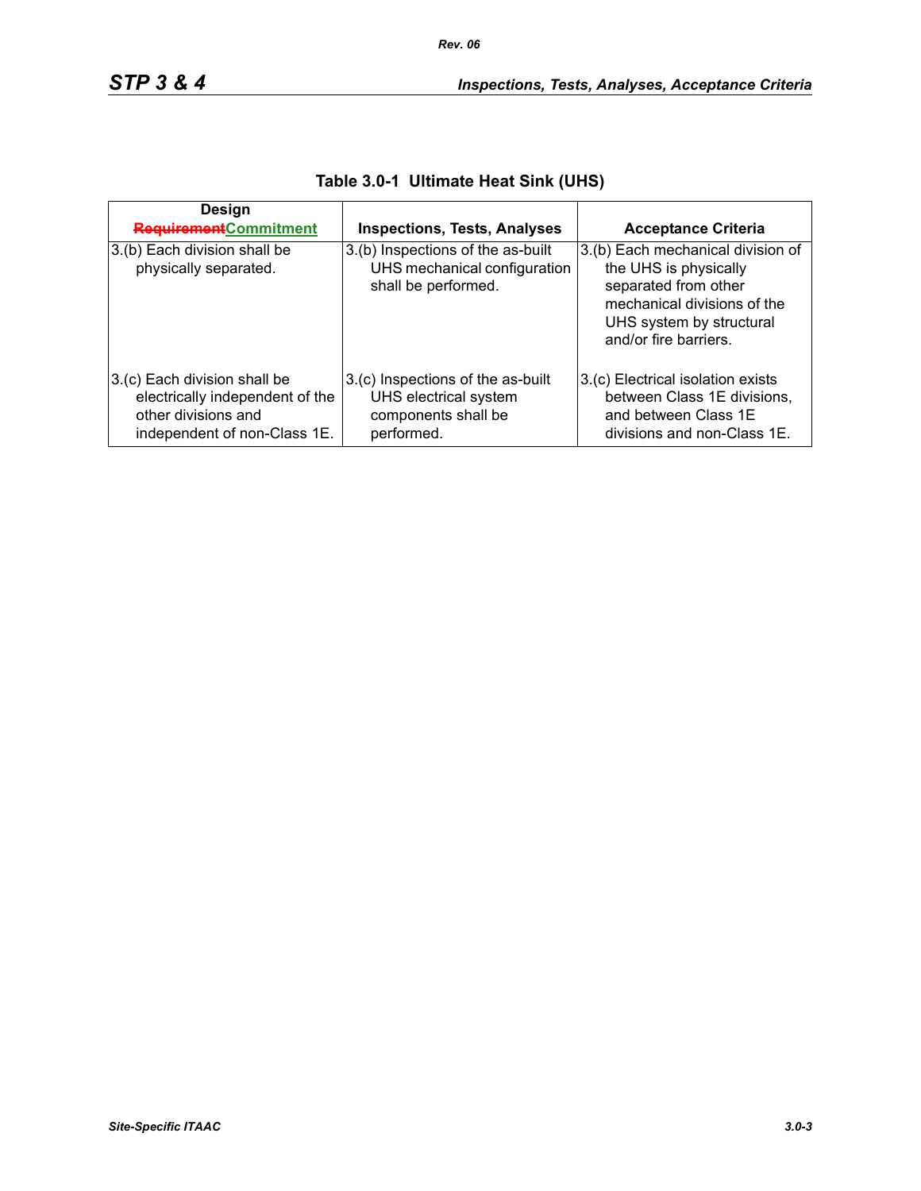**Table 3.0-1 Ultimate Heat Sink (UHS)**

| Design ~~Requirement~~Commitment | Inspections, Tests, Analyses | Acceptance Criteria |
|---|---|---|
| 3.(b) Each division shall be physically separated. | 3.(b) Inspections of the as-built UHS mechanical configuration shall be performed. | 3.(b) Each mechanical division of the UHS is physically separated from other mechanical divisions of the UHS system by structural and/or fire barriers. |
| 3.(c) Each division shall be electrically independent of the other divisions and independent of non-Class 1E. | 3.(c) Inspections of the as-built UHS electrical system components shall be performed. | 3.(c) Electrical isolation exists between Class 1E divisions, and between Class 1E divisions and non-Class 1E. |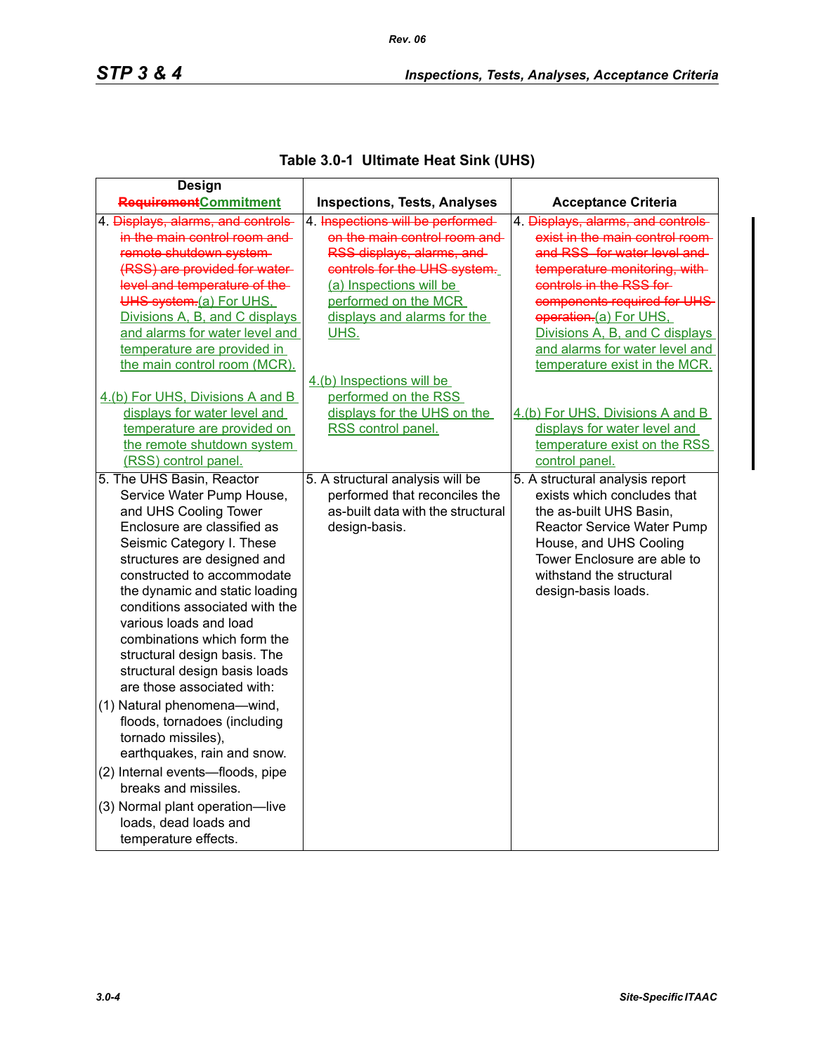**Table 3.0-1 Ultimate Heat Sink (UHS)**

| Design ~~Requirement~~Commitment | Inspections, Tests, Analyses | Acceptance Criteria |
|---|---|---|
| 4. ~~Displays, alarms, and controls in the main control room and remote shutdown system (RSS) are provided for water level and temperature of the UHS system.~~(a) For UHS, Divisions A, B, and C displays and alarms for water level and temperature are provided in the main control room (MCR).<br><br>4.(b) For UHS, Divisions A and B displays for water level and temperature are provided on the remote shutdown system (RSS) control panel. | 4. ~~Inspections will be performed on the main control room and RSS displays, alarms, and controls for the UHS system.~~ (a) Inspections will be performed on the MCR displays and alarms for the UHS.<br><br>4.(b) Inspections will be performed on the RSS displays for the UHS on the RSS control panel. | 4. ~~Displays, alarms, and controls exist in the main control room and RSS for water level and temperature monitoring, with controls in the RSS for components required for UHS operation.~~(a) For UHS, Divisions A, B, and C displays and alarms for water level and temperature exist in the MCR.<br><br>4.(b) For UHS, Divisions A and B displays for water level and temperature exist on the RSS control panel. |
| 5. The UHS Basin, Reactor Service Water Pump House, and UHS Cooling Tower Enclosure are classified as Seismic Category I. These structures are designed and constructed to accommodate the dynamic and static loading conditions associated with the various loads and load combinations which form the structural design basis. The structural design basis loads are those associated with:<br>(1) Natural phenomena—wind, floods, tornadoes (including tornado missiles), earthquakes, rain and snow.<br>(2) Internal events—floods, pipe breaks and missiles.<br>(3) Normal plant operation—live loads, dead loads and temperature effects. | 5. A structural analysis will be performed that reconciles the as-built data with the structural design-basis. | 5. A structural analysis report exists which concludes that the as-built UHS Basin, Reactor Service Water Pump House, and UHS Cooling Tower Enclosure are able to withstand the structural design-basis loads. |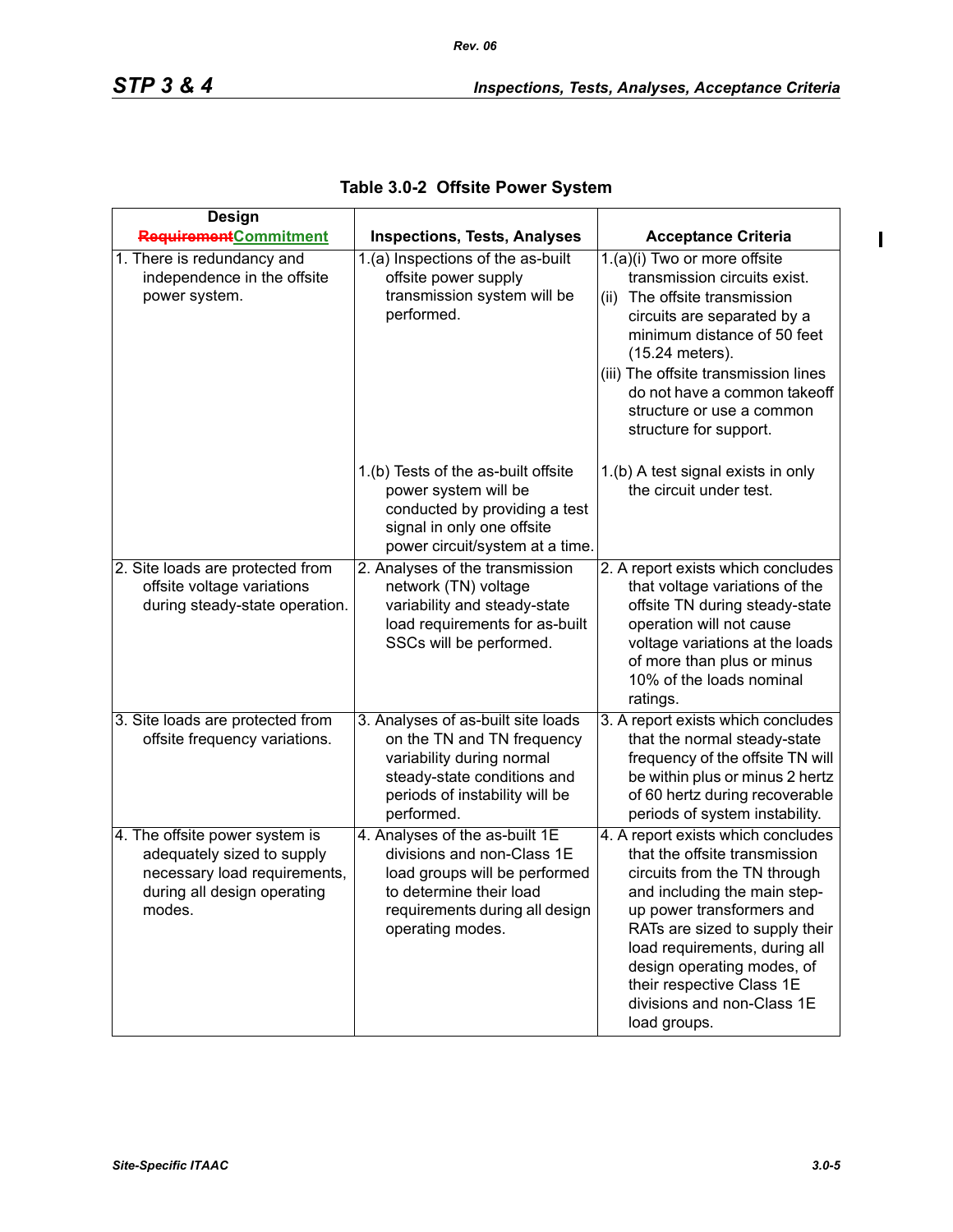**Table 3.0-2 Offsite Power System**

| Design ~~Requirement~~Commitment | Inspections, Tests, Analyses | Acceptance Criteria |
|---|---|---|
| 1. There is redundancy and independence in the offsite power system. | 1.(a) Inspections of the as-built offsite power supply transmission system will be performed. | 1.(a)(i) Two or more offsite transmission circuits exist. (ii) The offsite transmission circuits are separated by a minimum distance of 50 feet (15.24 meters). (iii) The offsite transmission lines do not have a common takeoff structure or use a common structure for support. |
| | 1.(b) Tests of the as-built offsite power system will be conducted by providing a test signal in only one offsite power circuit/system at a time. | 1.(b) A test signal exists in only the circuit under test. |
| 2. Site loads are protected from offsite voltage variations during steady-state operation. | 2. Analyses of the transmission network (TN) voltage variability and steady-state load requirements for as-built SSCs will be performed. | 2. A report exists which concludes that voltage variations of the offsite TN during steady-state operation will not cause voltage variations at the loads of more than plus or minus 10% of the loads nominal ratings. |
| 3. Site loads are protected from offsite frequency variations. | 3. Analyses of as-built site loads on the TN and TN frequency variability during normal steady-state conditions and periods of instability will be performed. | 3. A report exists which concludes that the normal steady-state frequency of the offsite TN will be within plus or minus 2 hertz of 60 hertz during recoverable periods of system instability. |
| 4. The offsite power system is adequately sized to supply necessary load requirements, during all design operating modes. | 4. Analyses of the as-built 1E divisions and non-Class 1E load groups will be performed to determine their load requirements during all design operating modes. | 4. A report exists which concludes that the offsite transmission circuits from the TN through and including the main step-up power transformers and RATs are sized to supply their load requirements, during all design operating modes, of their respective Class 1E divisions and non-Class 1E load groups. |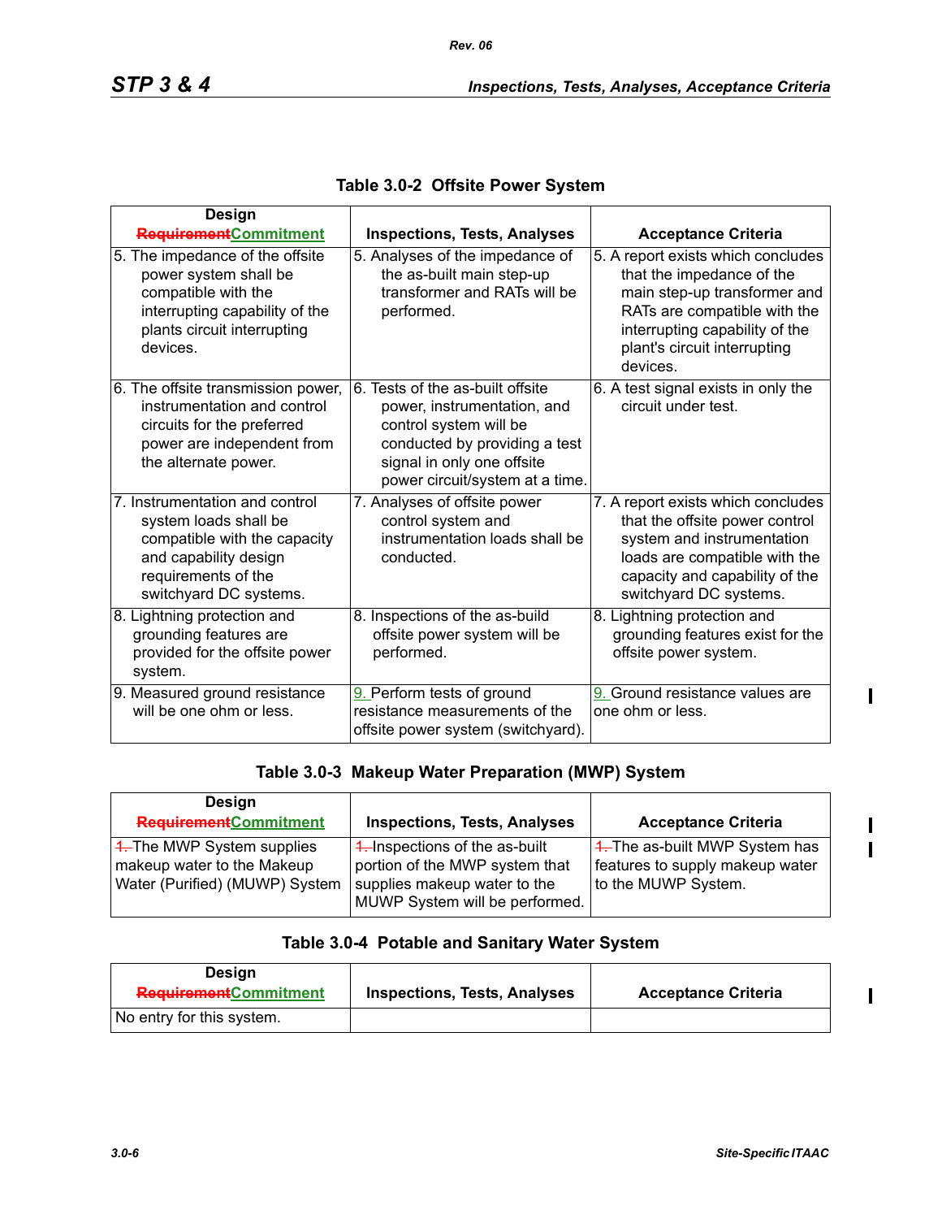**Table 3.0-2 Offsite Power System**

| Design ~~Requirement~~Commitment | Inspections, Tests, Analyses | Acceptance Criteria |
|---|---|---|
| 5. The impedance of the offsite power system shall be compatible with the interrupting capability of the plants circuit interrupting devices. | 5. Analyses of the impedance of the as-built main step-up transformer and RATs will be performed. | 5. A report exists which concludes that the impedance of the main step-up transformer and RATs are compatible with the interrupting capability of the plant's circuit interrupting devices. |
| 6. The offsite transmission power, instrumentation and control circuits for the preferred power are independent from the alternate power. | 6. Tests of the as-built offsite power, instrumentation, and control system will be conducted by providing a test signal in only one offsite power circuit/system at a time. | 6. A test signal exists in only the circuit under test. |
| 7. Instrumentation and control system loads shall be compatible with the capacity and capability design requirements of the switchyard DC systems. | 7. Analyses of offsite power control system and instrumentation loads shall be conducted. | 7. A report exists which concludes that the offsite power control system and instrumentation loads are compatible with the capacity and capability of the switchyard DC systems. |
| 8. Lightning protection and grounding features are provided for the offsite power system. | 8. Inspections of the as-build offsite power system will be performed. | 8. Lightning protection and grounding features exist for the offsite power system. |
| 9. Measured ground resistance will be one ohm or less. | 9. Perform tests of ground resistance measurements of the offsite power system (switchyard). | 9. Ground resistance values are one ohm or less. |

**Table 3.0-3 Makeup Water Preparation (MWP) System**

| Design ~~Requirement~~Commitment | Inspections, Tests, Analyses | Acceptance Criteria |
|---|---|---|
| ~~1.~~ The MWP System supplies makeup water to the Makeup Water (Purified) (MUWP) System | ~~1.~~ Inspections of the as-built portion of the MWP system that supplies makeup water to the MUWP System will be performed. | ~~1.~~ The as-built MWP System has features to supply makeup water to the MUWP System. |

**Table 3.0-4 Potable and Sanitary Water System**

| Design ~~Requirement~~Commitment | Inspections, Tests, Analyses | Acceptance Criteria |
|---|---|---|
| No entry for this system. | | |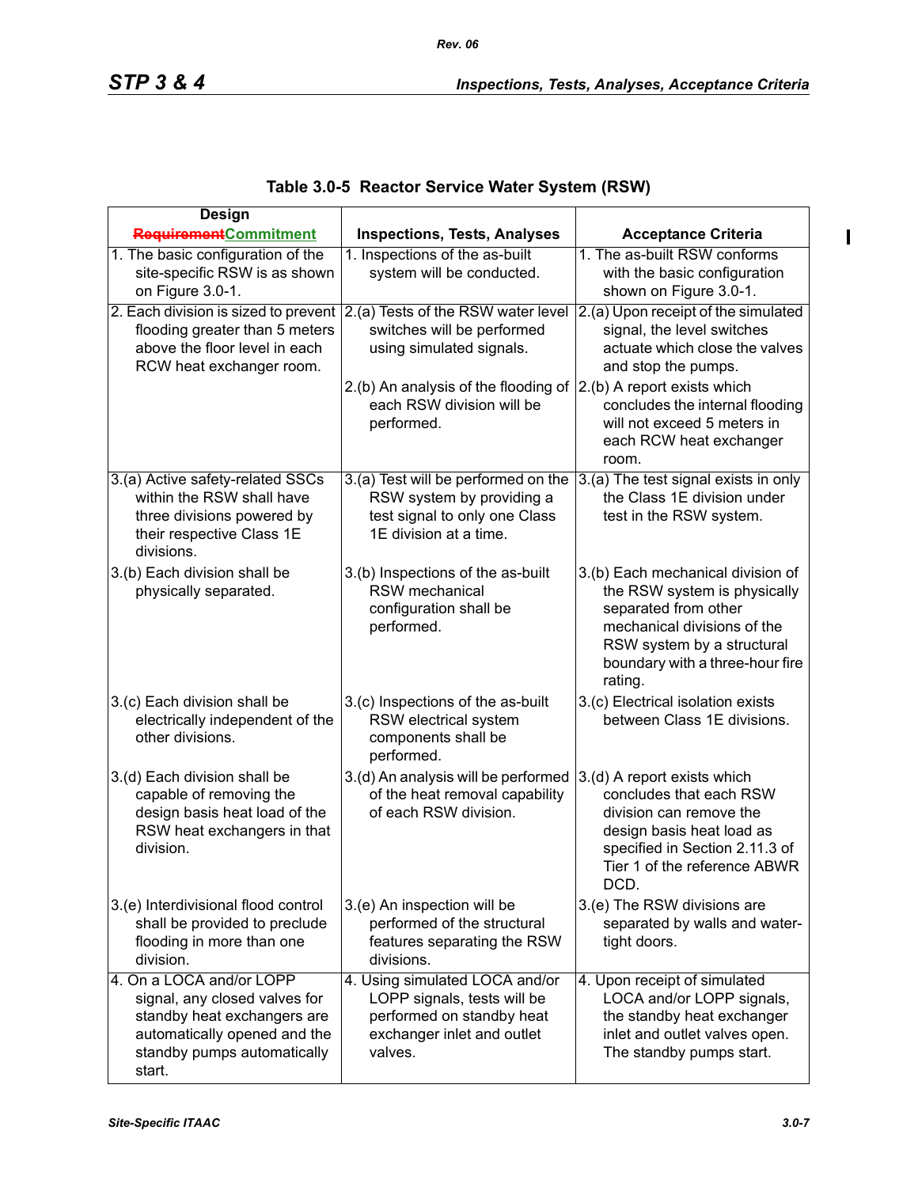**Table 3.0-5 Reactor Service Water System (RSW)**

| Design ~~Requirement~~Commitment | Inspections, Tests, Analyses | Acceptance Criteria |
|---|---|---|
| 1. The basic configuration of the site-specific RSW is as shown on Figure 3.0-1. | 1. Inspections of the as-built system will be conducted. | 1. The as-built RSW conforms with the basic configuration shown on Figure 3.0-1. |
| 2. Each division is sized to prevent flooding greater than 5 meters above the floor level in each RCW heat exchanger room. | 2.(a) Tests of the RSW water level switches will be performed using simulated signals. | 2.(a) Upon receipt of the simulated signal, the level switches actuate which close the valves and stop the pumps. |
| | 2.(b) An analysis of the flooding of each RSW division will be performed. | 2.(b) A report exists which concludes the internal flooding will not exceed 5 meters in each RCW heat exchanger room. |
| 3.(a) Active safety-related SSCs within the RSW shall have three divisions powered by their respective Class 1E divisions. | 3.(a) Test will be performed on the RSW system by providing a test signal to only one Class 1E division at a time. | 3.(a) The test signal exists in only the Class 1E division under test in the RSW system. |
| 3.(b) Each division shall be physically separated. | 3.(b) Inspections of the as-built RSW mechanical configuration shall be performed. | 3.(b) Each mechanical division of the RSW system is physically separated from other mechanical divisions of the RSW system by a structural boundary with a three-hour fire rating. |
| 3.(c) Each division shall be electrically independent of the other divisions. | 3.(c) Inspections of the as-built RSW electrical system components shall be performed. | 3.(c) Electrical isolation exists between Class 1E divisions. |
| 3.(d) Each division shall be capable of removing the design basis heat load of the RSW heat exchangers in that division. | 3.(d) An analysis will be performed of the heat removal capability of each RSW division. | 3.(d) A report exists which concludes that each RSW division can remove the design basis heat load as specified in Section 2.11.3 of Tier 1 of the reference ABWR DCD. |
| 3.(e) Interdivisional flood control shall be provided to preclude flooding in more than one division. | 3.(e) An inspection will be performed of the structural features separating the RSW divisions. | 3.(e) The RSW divisions are separated by walls and water-tight doors. |
| 4. On a LOCA and/or LOPP signal, any closed valves for standby heat exchangers are automatically opened and the standby pumps automatically start. | 4. Using simulated LOCA and/or LOPP signals, tests will be performed on standby heat exchanger inlet and outlet valves. | 4. Upon receipt of simulated LOCA and/or LOPP signals, the standby heat exchanger inlet and outlet valves open. The standby pumps start. |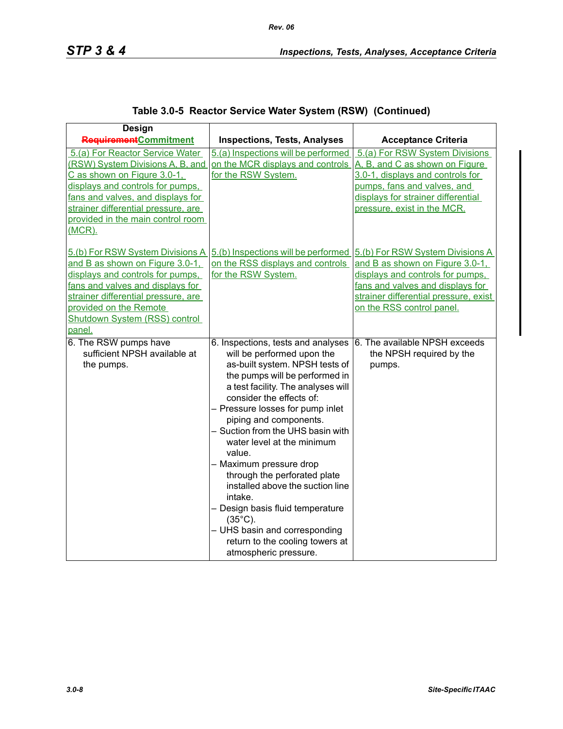## Table 3.0-5 Reactor Service Water System (RSW) (Continued)

| Design ~~Requirement~~Commitment | Inspections, Tests, Analyses | Acceptance Criteria |
|---|---|---|
| 5.(a) For Reactor Service Water (RSW) System Divisions A, B, and C as shown on Figure 3.0-1, displays and controls for pumps, fans and valves, and displays for strainer differential pressure, are provided in the main control room (MCR).<br><br>5.(b) For RSW System Divisions A and B as shown on Figure 3.0-1, displays and controls for pumps, fans and valves and displays for strainer differential pressure, are provided on the Remote Shutdown System (RSS) control panel. | 5.(a) Inspections will be performed on the MCR displays and controls for the RSW System.<br><br>5.(b) Inspections will be performed on the RSS displays and controls for the RSW System. | 5.(a) For RSW System Divisions A, B, and C as shown on Figure 3.0-1, displays and controls for pumps, fans and valves, and displays for strainer differential pressure, exist in the MCR.<br><br>5.(b) For RSW System Divisions A and B as shown on Figure 3.0-1, displays and controls for pumps, fans and valves and displays for strainer differential pressure, exist on the RSS control panel. |
| 6. The RSW pumps have sufficient NPSH available at the pumps. | 6. Inspections, tests and analyses will be performed upon the as-built system. NPSH tests of the pumps will be performed in a test facility. The analyses will consider the effects of:<br>– Pressure losses for pump inlet piping and components.<br>– Suction from the UHS basin with water level at the minimum value.<br>– Maximum pressure drop through the perforated plate installed above the suction line intake.<br>– Design basis fluid temperature (35°C).<br>– UHS basin and corresponding return to the cooling towers at atmospheric pressure. | 6. The available NPSH exceeds the NPSH required by the pumps. |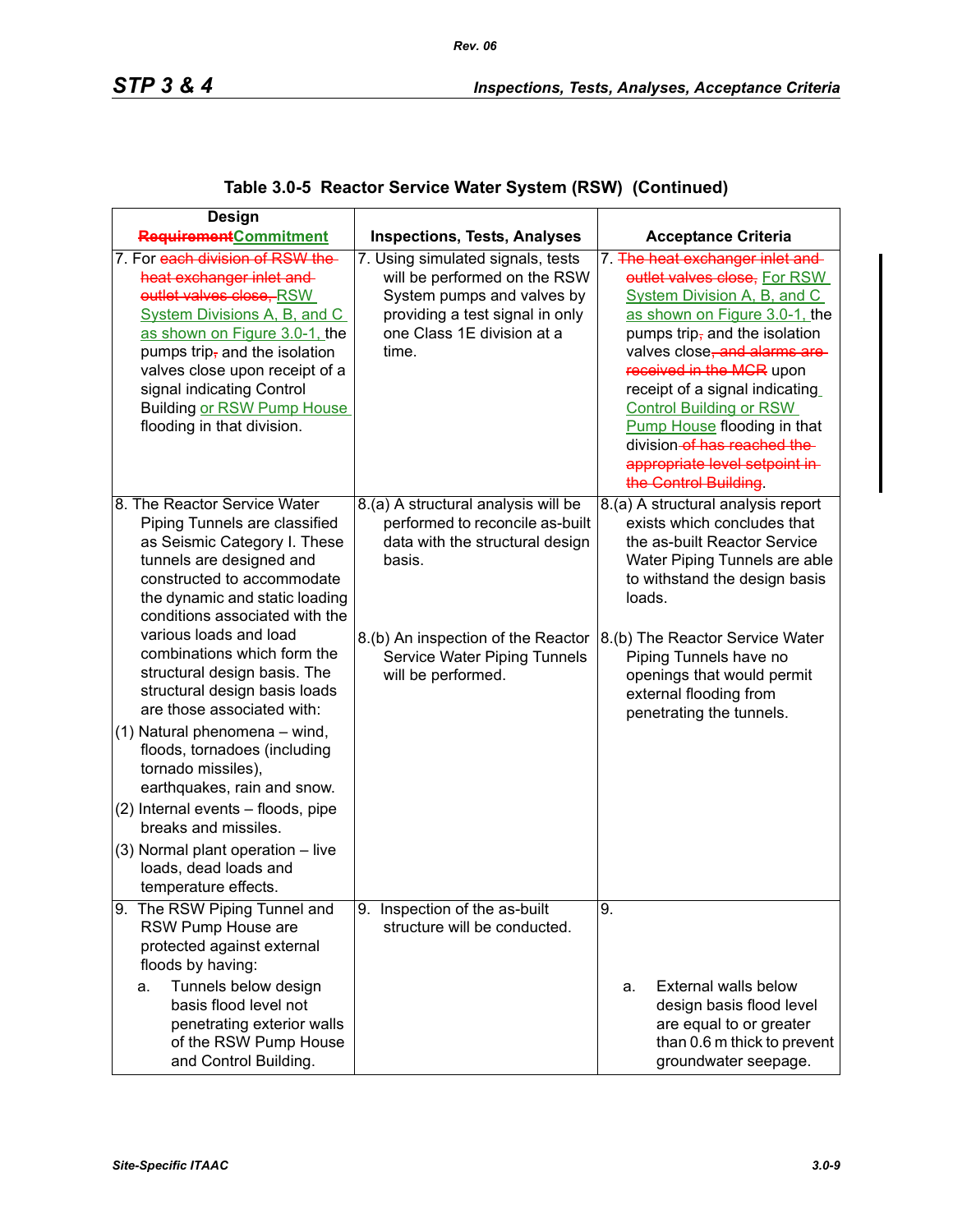## Table 3.0-5 Reactor Service Water System (RSW) (Continued)

| Design ~~Requirement~~Commitment | Inspections, Tests, Analyses | Acceptance Criteria |
|---|---|---|
| 7. For ~~each division of RSW the heat exchanger inlet and outlet valves close,~~ RSW System Divisions A, B, and C as shown on Figure 3.0-1, the pumps trip~~,~~ and the isolation valves close upon receipt of a signal indicating Control Building or RSW Pump House flooding in that division. | 7. Using simulated signals, tests will be performed on the RSW System pumps and valves by providing a test signal in only one Class 1E division at a time. | 7. ~~The heat exchanger inlet and outlet valves close,~~ For RSW System Division A, B, and C as shown on Figure 3.0-1, the pumps trip~~,~~ and the isolation valves close~~, and alarms are received in the MCR~~ upon receipt of a signal indicating Control Building or RSW Pump House flooding in that division ~~of has reached the appropriate level setpoint in the Control Building~~. |
| 8. The Reactor Service Water Piping Tunnels are classified as Seismic Category I. These tunnels are designed and constructed to accommodate the dynamic and static loading conditions associated with the various loads and load combinations which form the structural design basis. The structural design basis loads are those associated with:<br>(1) Natural phenomena – wind, floods, tornadoes (including tornado missiles), earthquakes, rain and snow.<br>(2) Internal events – floods, pipe breaks and missiles.<br>(3) Normal plant operation – live loads, dead loads and temperature effects. | 8.(a) A structural analysis will be performed to reconcile as-built data with the structural design basis.<br><br>8.(b) An inspection of the Reactor Service Water Piping Tunnels will be performed. | 8.(a) A structural analysis report exists which concludes that the as-built Reactor Service Water Piping Tunnels are able to withstand the design basis loads.<br><br>8.(b) The Reactor Service Water Piping Tunnels have no openings that would permit external flooding from penetrating the tunnels. |
| 9. The RSW Piping Tunnel and RSW Pump House are protected against external floods by having:<br>a. Tunnels below design basis flood level not penetrating exterior walls of the RSW Pump House and Control Building. | 9. Inspection of the as-built structure will be conducted. | 9.<br>a. External walls below design basis flood level are equal to or greater than 0.6 m thick to prevent groundwater seepage. |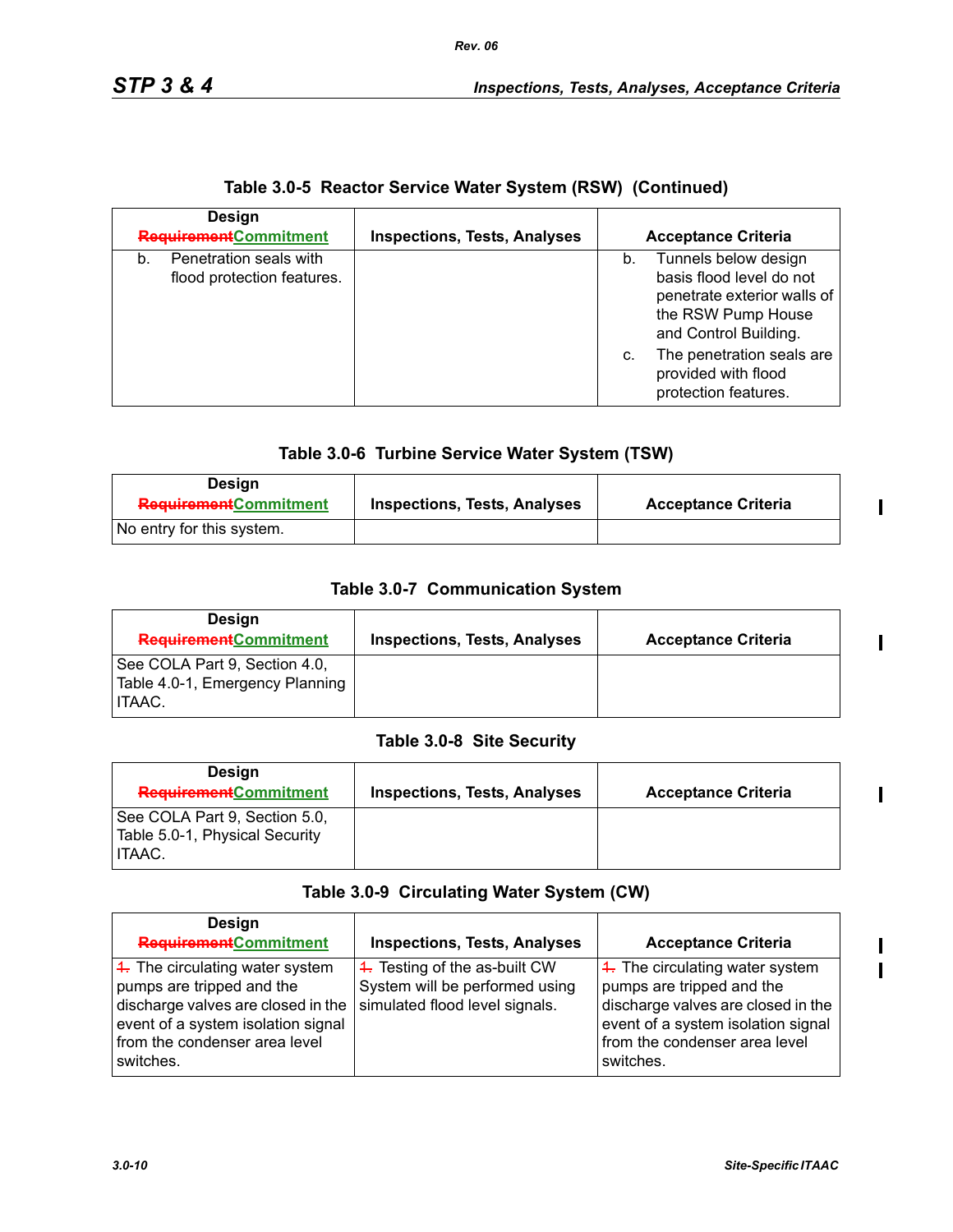**Table 3.0-5 Reactor Service Water System (RSW) (Continued)**

| Design ~~Requirement~~Commitment | Inspections, Tests, Analyses | Acceptance Criteria |
|---|---|---|
| b. Penetration seals with flood protection features. | | b. Tunnels below design basis flood level do not penetrate exterior walls of the RSW Pump House and Control Building.<br>c. The penetration seals are provided with flood protection features. |

**Table 3.0-6 Turbine Service Water System (TSW)**

| Design ~~Requirement~~Commitment | Inspections, Tests, Analyses | Acceptance Criteria |
|---|---|---|
| No entry for this system. | | |

**Table 3.0-7 Communication System**

| Design ~~Requirement~~Commitment | Inspections, Tests, Analyses | Acceptance Criteria |
|---|---|---|
| See COLA Part 9, Section 4.0, Table 4.0-1, Emergency Planning ITAAC. | | |

**Table 3.0-8 Site Security**

| Design ~~Requirement~~Commitment | Inspections, Tests, Analyses | Acceptance Criteria |
|---|---|---|
| See COLA Part 9, Section 5.0, Table 5.0-1, Physical Security ITAAC. | | |

**Table 3.0-9 Circulating Water System (CW)**

| Design ~~Requirement~~Commitment | Inspections, Tests, Analyses | Acceptance Criteria |
|---|---|---|
| ~~1.~~ The circulating water system pumps are tripped and the discharge valves are closed in the event of a system isolation signal from the condenser area level switches. | ~~1.~~ Testing of the as-built CW System will be performed using simulated flood level signals. | ~~1.~~ The circulating water system pumps are tripped and the discharge valves are closed in the event of a system isolation signal from the condenser area level switches. |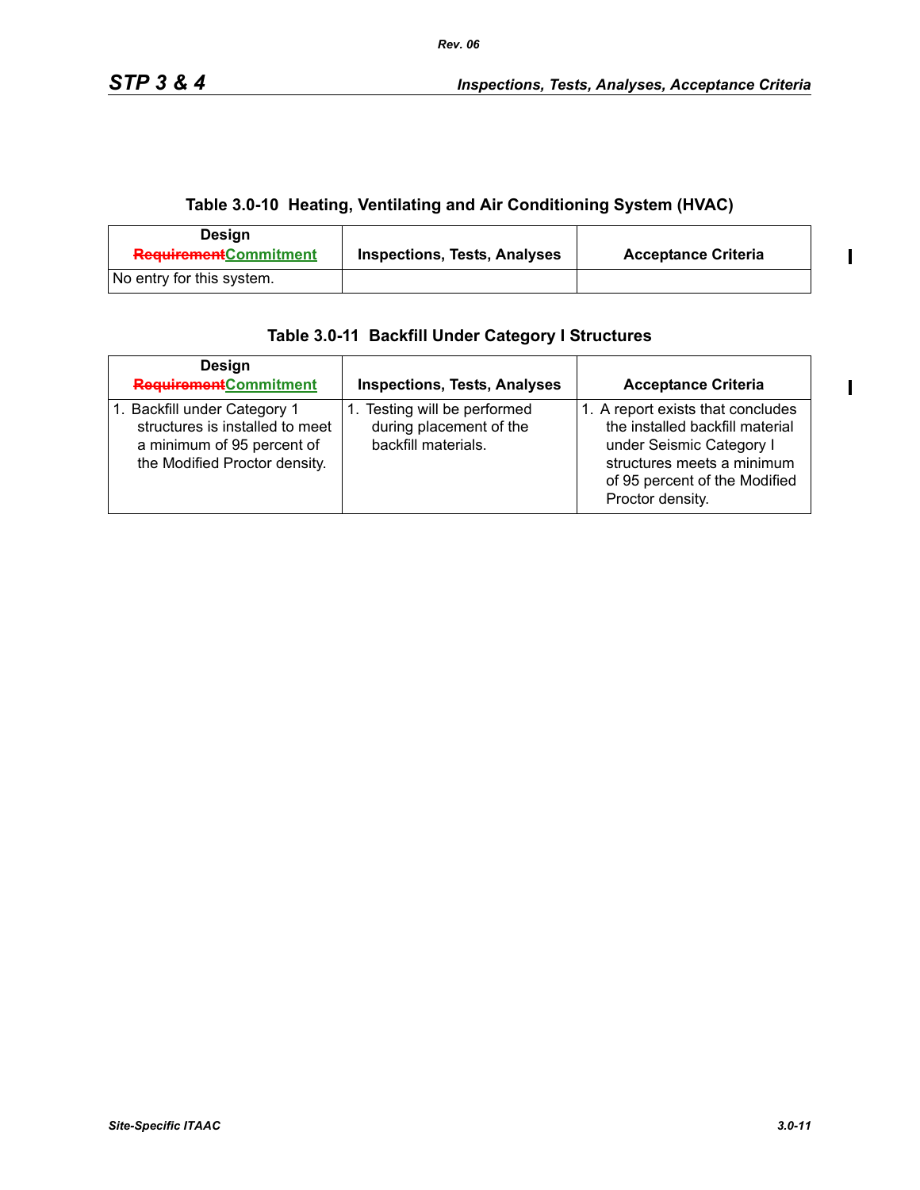### Table 3.0-10 Heating, Ventilating and Air Conditioning System (HVAC)

| Design ~~Requirement~~Commitment | Inspections, Tests, Analyses | Acceptance Criteria |
|---|---|---|
| No entry for this system. | | |

### Table 3.0-11 Backfill Under Category I Structures

| Design ~~Requirement~~Commitment | Inspections, Tests, Analyses | Acceptance Criteria |
|---|---|---|
| 1. Backfill under Category 1 structures is installed to meet a minimum of 95 percent of the Modified Proctor density. | 1. Testing will be performed during placement of the backfill materials. | 1. A report exists that concludes the installed backfill material under Seismic Category I structures meets a minimum of 95 percent of the Modified Proctor density. |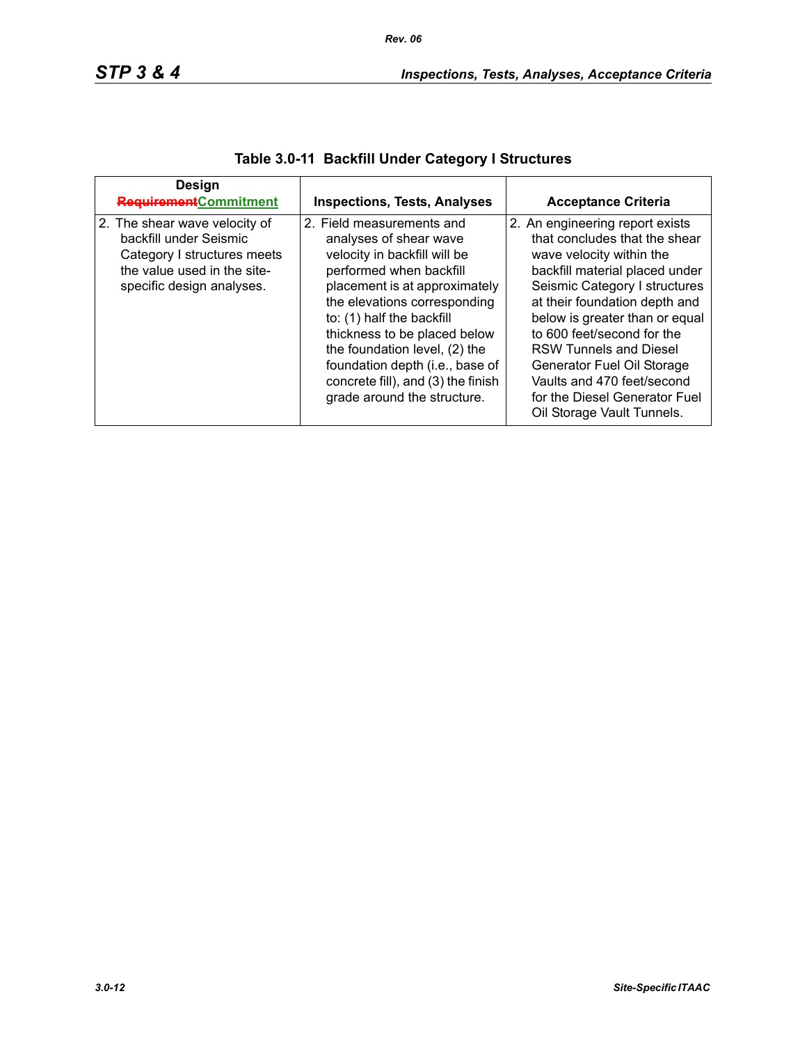**Table 3.0-11 Backfill Under Category I Structures**

| Design ~~Requirement~~Commitment | Inspections, Tests, Analyses | Acceptance Criteria |
|---|---|---|
| 2. The shear wave velocity of backfill under Seismic Category I structures meets the value used in the site-specific design analyses. | 2. Field measurements and analyses of shear wave velocity in backfill will be performed when backfill placement is at approximately the elevations corresponding to: (1) half the backfill thickness to be placed below the foundation level, (2) the foundation depth (i.e., base of concrete fill), and (3) the finish grade around the structure. | 2. An engineering report exists that concludes that the shear wave velocity within the backfill material placed under Seismic Category I structures at their foundation depth and below is greater than or equal to 600 feet/second for the RSW Tunnels and Diesel Generator Fuel Oil Storage Vaults and 470 feet/second for the Diesel Generator Fuel Oil Storage Vault Tunnels. |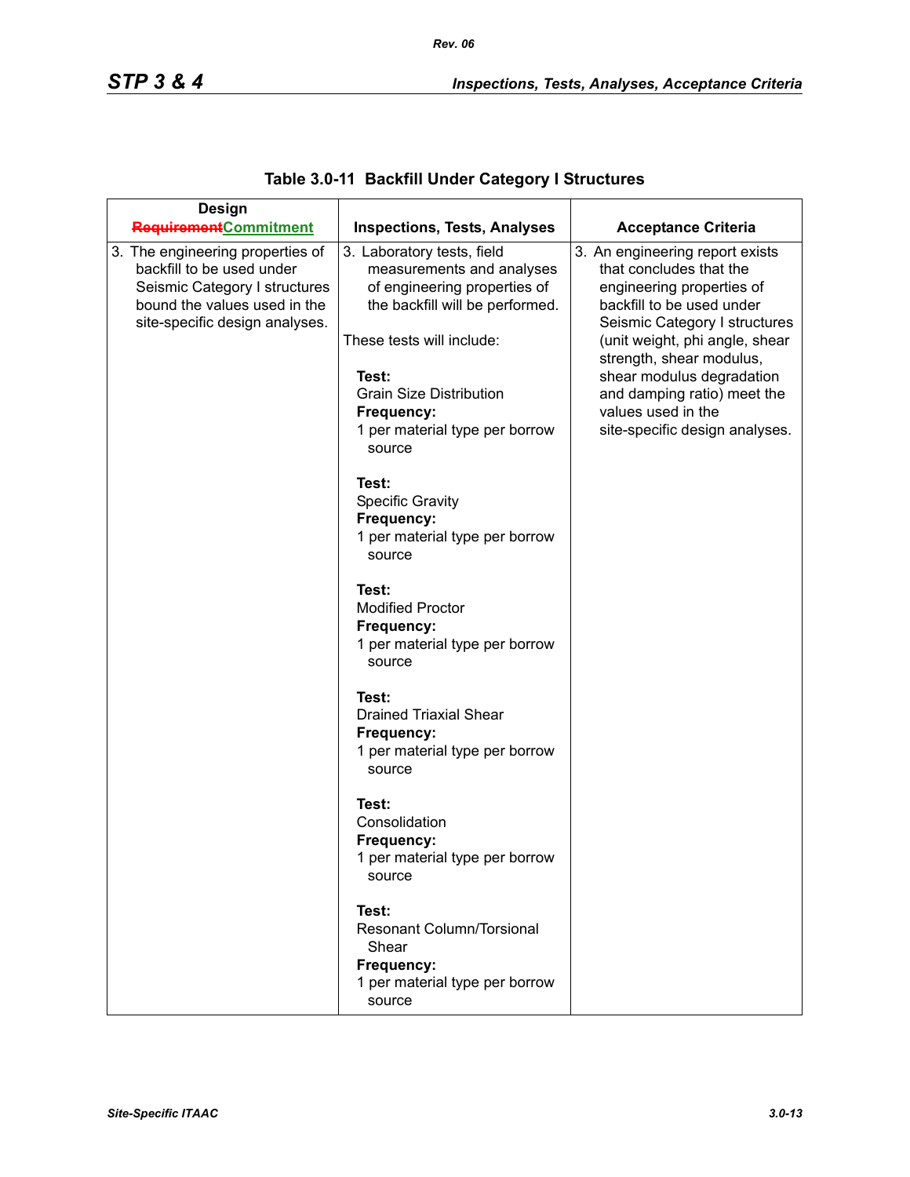## Table 3.0-11 Backfill Under Category I Structures

| Design ~~Requirement~~Commitment | Inspections, Tests, Analyses | Acceptance Criteria |
|---|---|---|
| 3. The engineering properties of backfill to be used under Seismic Category I structures bound the values used in the site-specific design analyses. | 3. Laboratory tests, field measurements and analyses of engineering properties of the backfill will be performed.<br><br>These tests will include:<br><br>**Test:**<br>Grain Size Distribution<br>**Frequency:**<br>1 per material type per borrow source<br><br>**Test:**<br>Specific Gravity<br>**Frequency:**<br>1 per material type per borrow source<br><br>**Test:**<br>Modified Proctor<br>**Frequency:**<br>1 per material type per borrow source<br><br>**Test:**<br>Drained Triaxial Shear<br>**Frequency:**<br>1 per material type per borrow source<br><br>**Test:**<br>Consolidation<br>**Frequency:**<br>1 per material type per borrow source<br><br>**Test:**<br>Resonant Column/Torsional Shear<br>**Frequency:**<br>1 per material type per borrow source | 3. An engineering report exists that concludes that the engineering properties of backfill to be used under Seismic Category I structures (unit weight, phi angle, shear strength, shear modulus, shear modulus degradation and damping ratio) meet the values used in the site-specific design analyses. |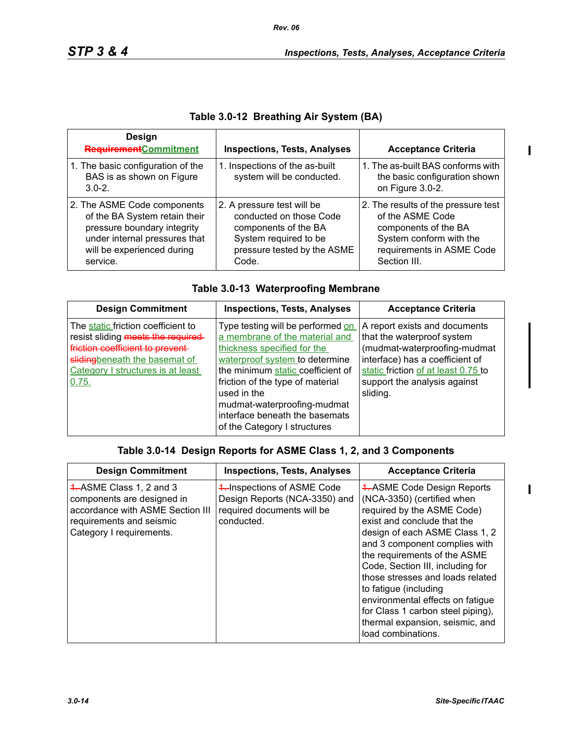## Table 3.0-12 Breathing Air System (BA)

| Design ~~Requirement~~Commitment | Inspections, Tests, Analyses | Acceptance Criteria |
|---|---|---|
| 1. The basic configuration of the BAS is as shown on Figure 3.0-2. | 1. Inspections of the as-built system will be conducted. | 1. The as-built BAS conforms with the basic configuration shown on Figure 3.0-2. |
| 2. The ASME Code components of the BA System retain their pressure boundary integrity under internal pressures that will be experienced during service. | 2. A pressure test will be conducted on those Code components of the BA System required to be pressure tested by the ASME Code. | 2. The results of the pressure test of the ASME Code components of the BA System conform with the requirements in ASME Code Section III. |

## Table 3.0-13 Waterproofing Membrane

| Design Commitment | Inspections, Tests, Analyses | Acceptance Criteria |
|---|---|---|
| The static friction coefficient to resist sliding ~~meets the required friction coefficient to prevent sliding~~beneath the basemat of Category I structures is at least 0.75. | Type testing will be performed on a membrane of the material and thickness specified for the waterproof system to determine the minimum static coefficient of friction of the type of material used in the mudmat-waterproofing-mudmat interface beneath the basemats of the Category I structures | A report exists and documents that the waterproof system (mudmat-waterproofing-mudmat interface) has a coefficient of static friction of at least 0.75 to support the analysis against sliding. |

## Table 3.0-14 Design Reports for ASME Class 1, 2, and 3 Components

| Design Commitment | Inspections, Tests, Analyses | Acceptance Criteria |
|---|---|---|
| ~~1.~~ASME Class 1, 2 and 3 components are designed in accordance with ASME Section III requirements and seismic Category I requirements. | ~~1.~~Inspections of ASME Code Design Reports (NCA-3350) and required documents will be conducted. | ~~1.~~ASME Code Design Reports (NCA-3350) (certified when required by the ASME Code) exist and conclude that the design of each ASME Class 1, 2 and 3 component complies with the requirements of the ASME Code, Section III, including for those stresses and loads related to fatigue (including environmental effects on fatigue for Class 1 carbon steel piping), thermal expansion, seismic, and load combinations. |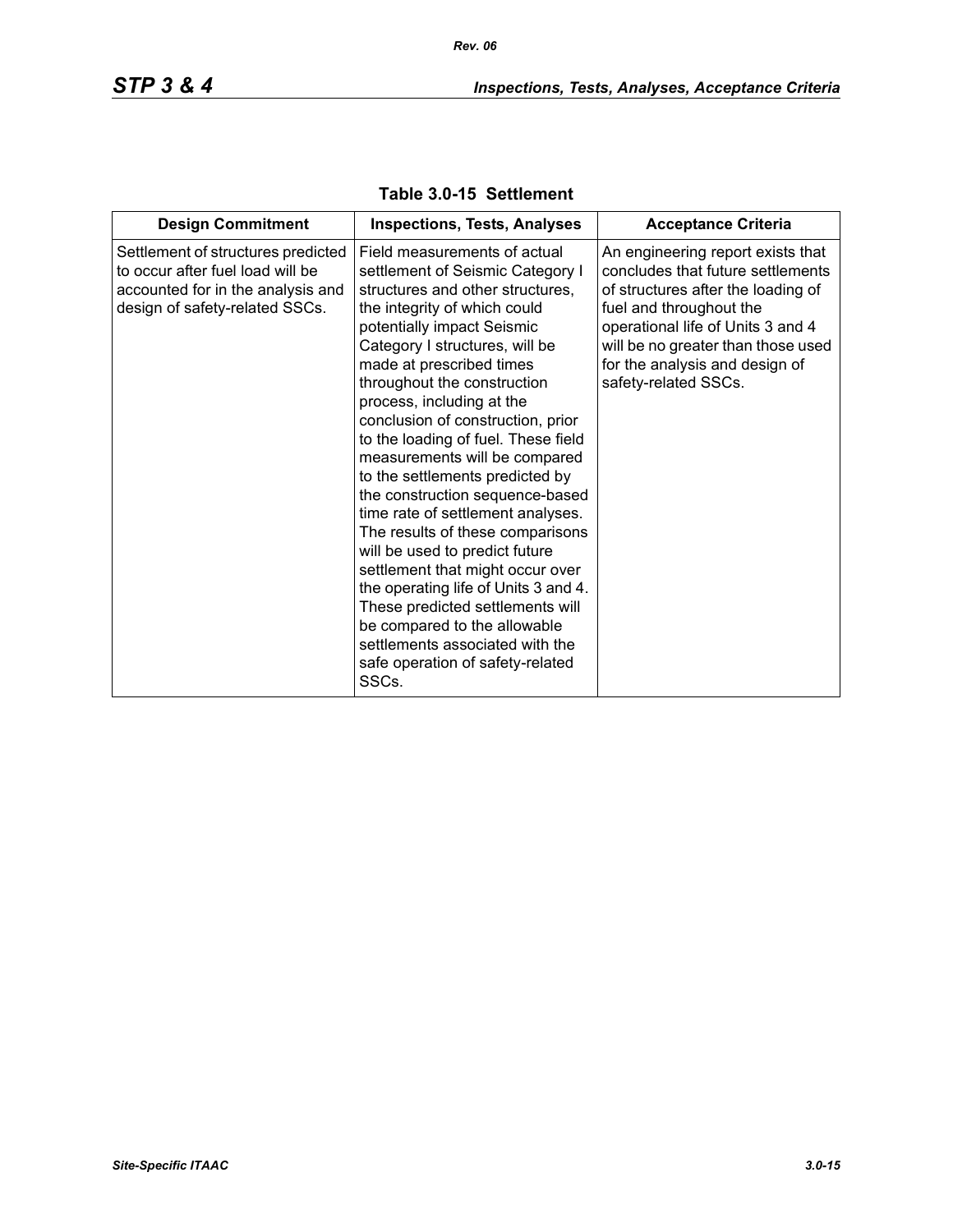**Table 3.0-15 Settlement**

| Design Commitment | Inspections, Tests, Analyses | Acceptance Criteria |
|---|---|---|
| Settlement of structures predicted to occur after fuel load will be accounted for in the analysis and design of safety-related SSCs. | Field measurements of actual settlement of Seismic Category I structures and other structures, the integrity of which could potentially impact Seismic Category I structures, will be made at prescribed times throughout the construction process, including at the conclusion of construction, prior to the loading of fuel. These field measurements will be compared to the settlements predicted by the construction sequence-based time rate of settlement analyses. The results of these comparisons will be used to predict future settlement that might occur over the operating life of Units 3 and 4. These predicted settlements will be compared to the allowable settlements associated with the safe operation of safety-related SSCs. | An engineering report exists that concludes that future settlements of structures after the loading of fuel and throughout the operational life of Units 3 and 4 will be no greater than those used for the analysis and design of safety-related SSCs. |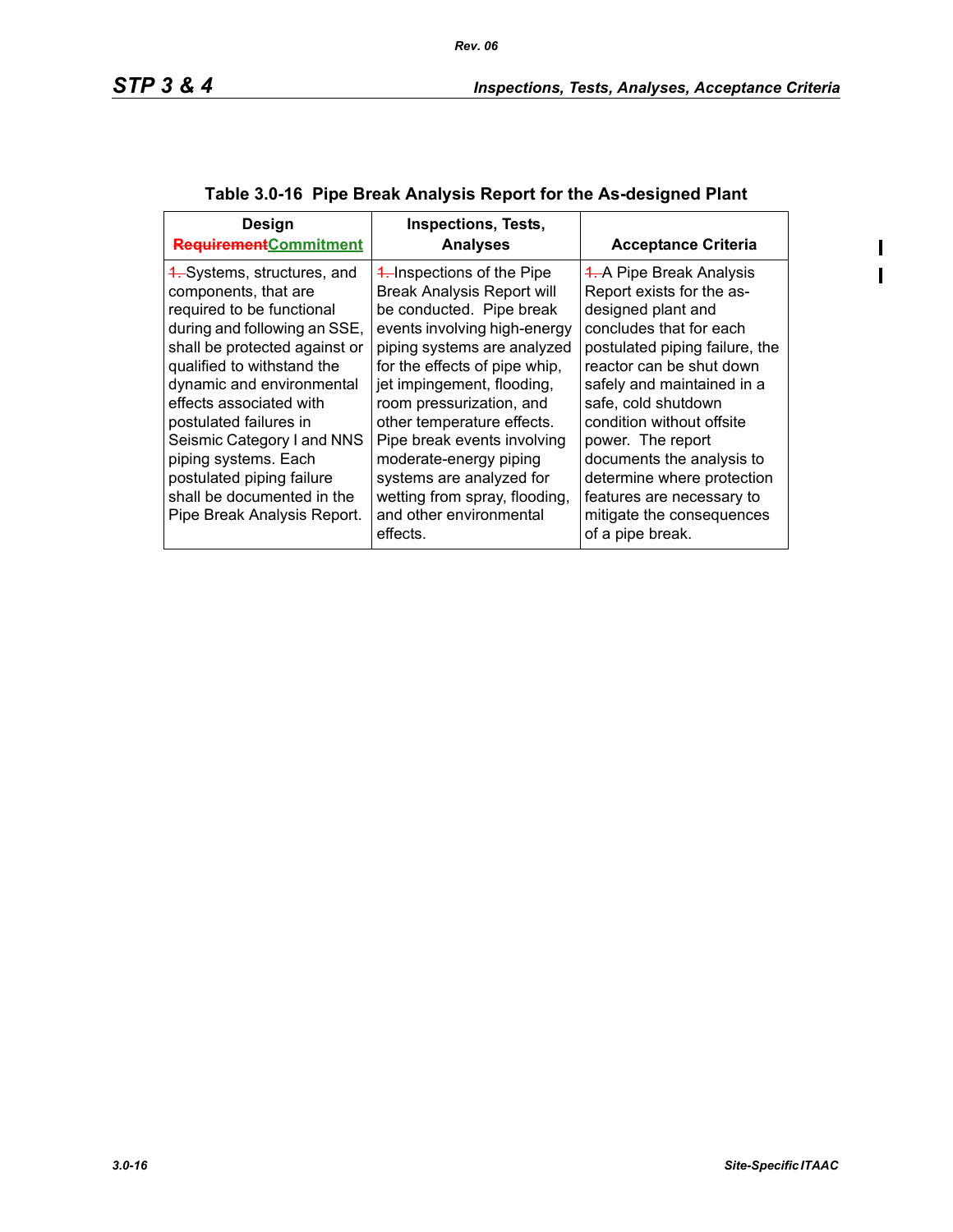**Table 3.0-16 Pipe Break Analysis Report for the As-designed Plant**

| Design ~~Requirement~~Commitment | Inspections, Tests, Analyses | Acceptance Criteria |
|---|---|---|
| ~~1.~~ Systems, structures, and components, that are required to be functional during and following an SSE, shall be protected against or qualified to withstand the dynamic and environmental effects associated with postulated failures in Seismic Category I and NNS piping systems. Each postulated piping failure shall be documented in the Pipe Break Analysis Report. | ~~1.~~ Inspections of the Pipe Break Analysis Report will be conducted. Pipe break events involving high-energy piping systems are analyzed for the effects of pipe whip, jet impingement, flooding, room pressurization, and other temperature effects. Pipe break events involving moderate-energy piping systems are analyzed for wetting from spray, flooding, and other environmental effects. | ~~1.~~ A Pipe Break Analysis Report exists for the as-designed plant and concludes that for each postulated piping failure, the reactor can be shut down safely and maintained in a safe, cold shutdown condition without offsite power. The report documents the analysis to determine where protection features are necessary to mitigate the consequences of a pipe break. |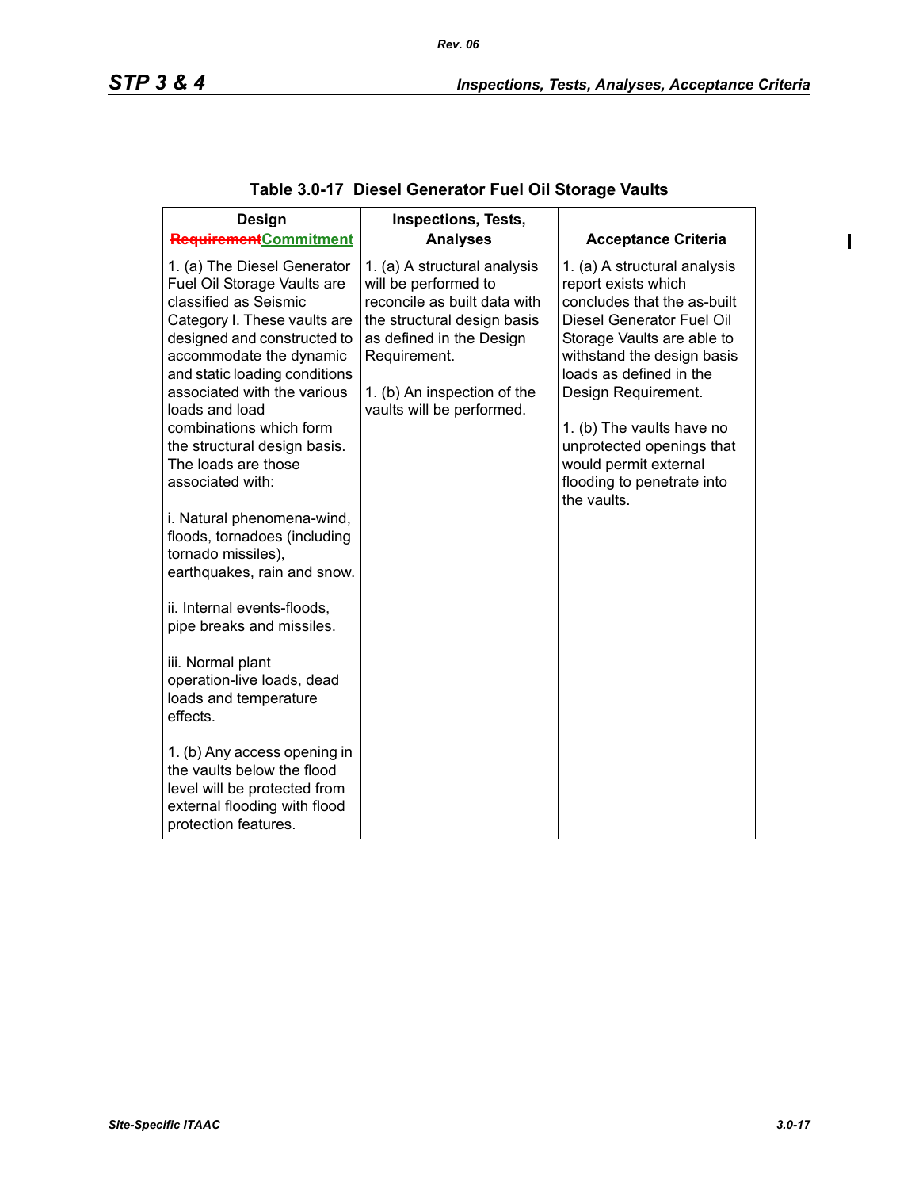**Table 3.0-17 Diesel Generator Fuel Oil Storage Vaults**

| Design ~~Requirement~~Commitment | Inspections, Tests, Analyses | Acceptance Criteria |
|---|---|---|
| 1. (a) The Diesel Generator Fuel Oil Storage Vaults are classified as Seismic Category I. These vaults are designed and constructed to accommodate the dynamic and static loading conditions associated with the various loads and load combinations which form the structural design basis. The loads are those associated with:<br><br>i. Natural phenomena-wind, floods, tornadoes (including tornado missiles), earthquakes, rain and snow.<br><br>ii. Internal events-floods, pipe breaks and missiles.<br><br>iii. Normal plant operation-live loads, dead loads and temperature effects.<br><br>1. (b) Any access opening in the vaults below the flood level will be protected from external flooding with flood protection features. | 1. (a) A structural analysis will be performed to reconcile as built data with the structural design basis as defined in the Design Requirement.<br><br>1. (b) An inspection of the vaults will be performed. | 1. (a) A structural analysis report exists which concludes that the as-built Diesel Generator Fuel Oil Storage Vaults are able to withstand the design basis loads as defined in the Design Requirement.<br><br>1. (b) The vaults have no unprotected openings that would permit external flooding to penetrate into the vaults. |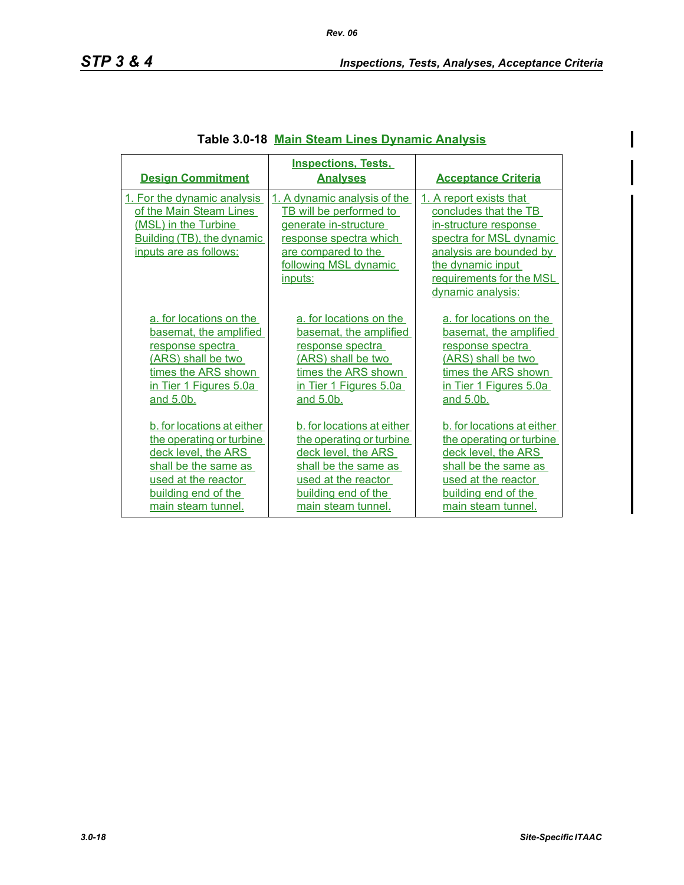**Table 3.0-18 Main Steam Lines Dynamic Analysis**

| Design Commitment | Inspections, Tests, Analyses | Acceptance Criteria |
|---|---|---|
| 1. For the dynamic analysis of the Main Steam Lines (MSL) in the Turbine Building (TB), the dynamic inputs are as follows: | 1. A dynamic analysis of the TB will be performed to generate in-structure response spectra which are compared to the following MSL dynamic inputs: | 1. A report exists that concludes that the TB in-structure response spectra for MSL dynamic analysis are bounded by the dynamic input requirements for the MSL dynamic analysis: |
| a. for locations on the basemat, the amplified response spectra (ARS) shall be two times the ARS shown in Tier 1 Figures 5.0a and 5.0b. | a. for locations on the basemat, the amplified response spectra (ARS) shall be two times the ARS shown in Tier 1 Figures 5.0a and 5.0b. | a. for locations on the basemat, the amplified response spectra (ARS) shall be two times the ARS shown in Tier 1 Figures 5.0a and 5.0b. |
| b. for locations at either the operating or turbine deck level, the ARS shall be the same as used at the reactor building end of the main steam tunnel. | b. for locations at either the operating or turbine deck level, the ARS shall be the same as used at the reactor building end of the main steam tunnel. | b. for locations at either the operating or turbine deck level, the ARS shall be the same as used at the reactor building end of the main steam tunnel. |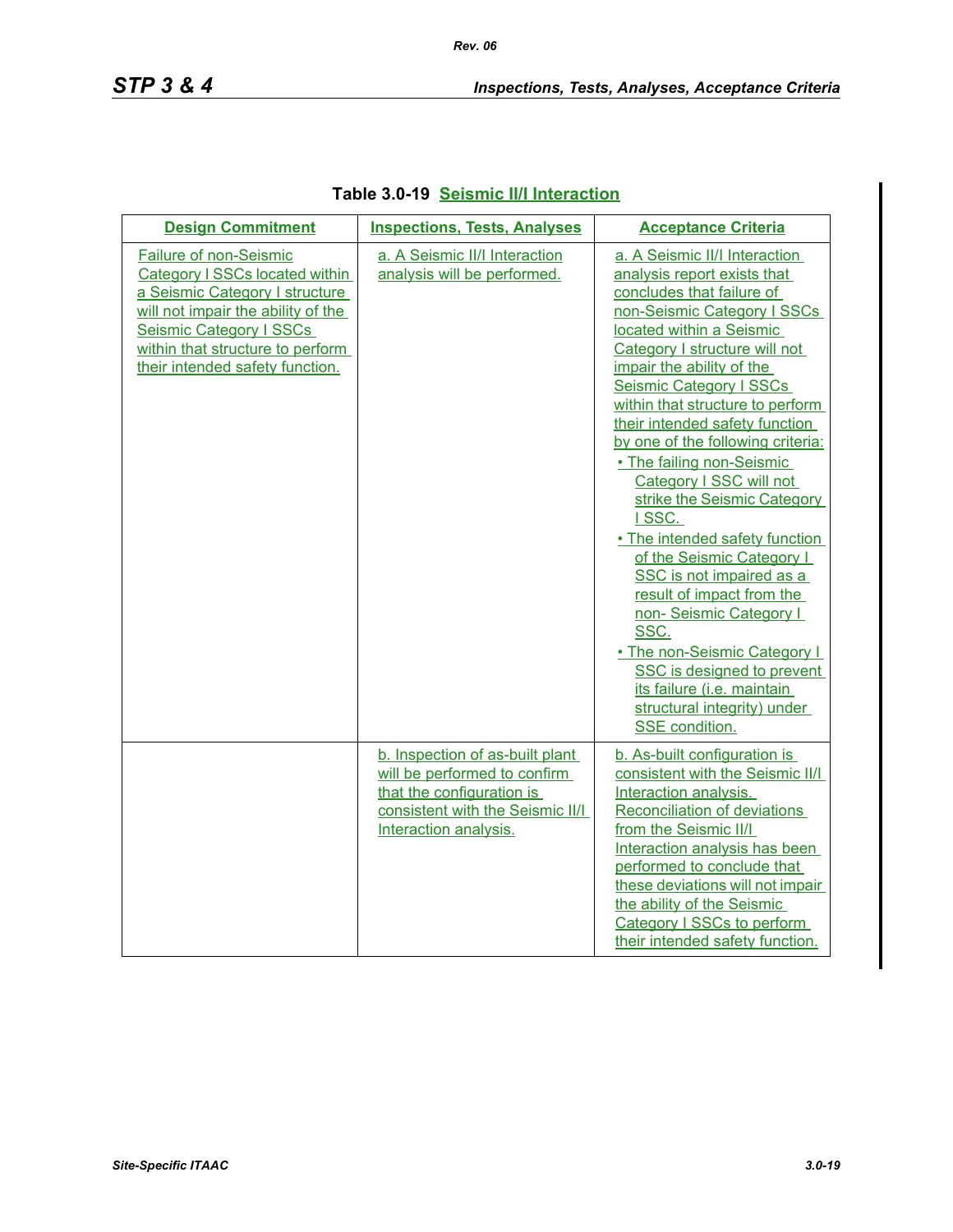**Table 3.0-19 Seismic II/I Interaction**

| Design Commitment | Inspections, Tests, Analyses | Acceptance Criteria |
|---|---|---|
| Failure of non-Seismic Category I SSCs located within a Seismic Category I structure will not impair the ability of the Seismic Category I SSCs within that structure to perform their intended safety function. | a. A Seismic II/I Interaction analysis will be performed. | a. A Seismic II/I Interaction analysis report exists that concludes that failure of non-Seismic Category I SSCs located within a Seismic Category I structure will not impair the ability of the Seismic Category I SSCs within that structure to perform their intended safety function by one of the following criteria:<br>• The failing non-Sesimic Category I SSC will not strike the Seismic Category I SSC.<br>• The intended safety function of the Seismic Category I SSC is not impaired as a result of impact from the non- Seismic Category I SSC.<br>• The non-Seismic Category I SSC is designed to prevent its failure (i.e. maintain structural integrity) under SSE condition. |
| | b. Inspection of as-built plant will be performed to confirm that the configuration is consistent with the Seismic II/I Interaction analysis. | b. As-built configuration is consistent with the Seismic II/I Interaction analysis. Reconciliation of deviations from the Seismic II/I Interaction analysis has been performed to conclude that these deviations will not impair the ability of the Seismic Category I SSCs to perform their intended safety function. |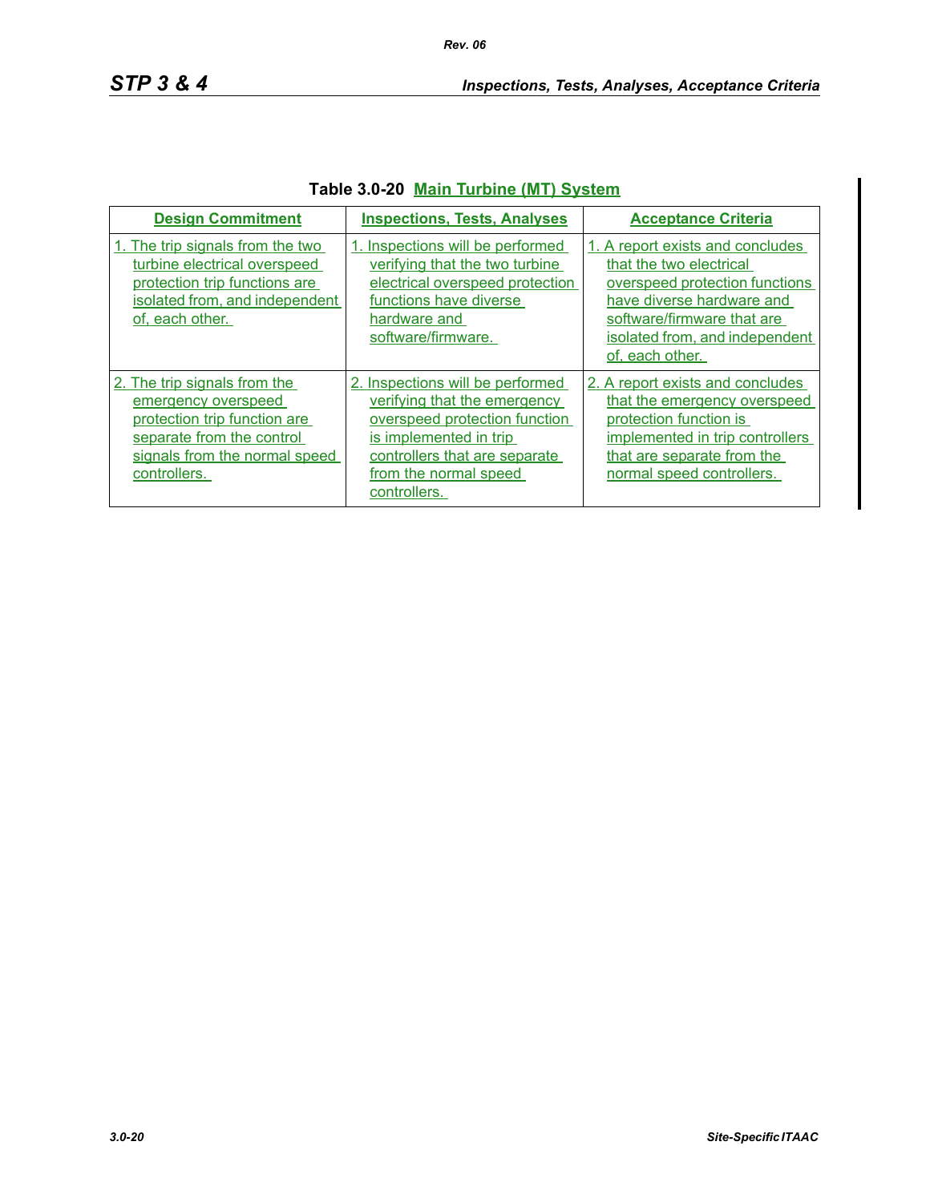**Table 3.0-20 Main Turbine (MT) System**

| Design Commitment | Inspections, Tests, Analyses | Acceptance Criteria |
|---|---|---|
| 1. The trip signals from the two turbine electrical overspeed protection trip functions are isolated from, and independent of, each other. | 1. Inspections will be performed verifying that the two turbine electrical overspeed protection functions have diverse hardware and software/firmware. | 1. A report exists and concludes that the two electrical overspeed protection functions have diverse hardware and software/firmware that are isolated from, and independent of, each other. |
| 2. The trip signals from the emergency overspeed protection trip function are separate from the control signals from the normal speed controllers. | 2. Inspections will be performed verifying that the emergency overspeed protection function is implemented in trip controllers that are separate from the normal speed controllers. | 2. A report exists and concludes that the emergency overspeed protection function is implemented in trip controllers that are separate from the normal speed controllers. |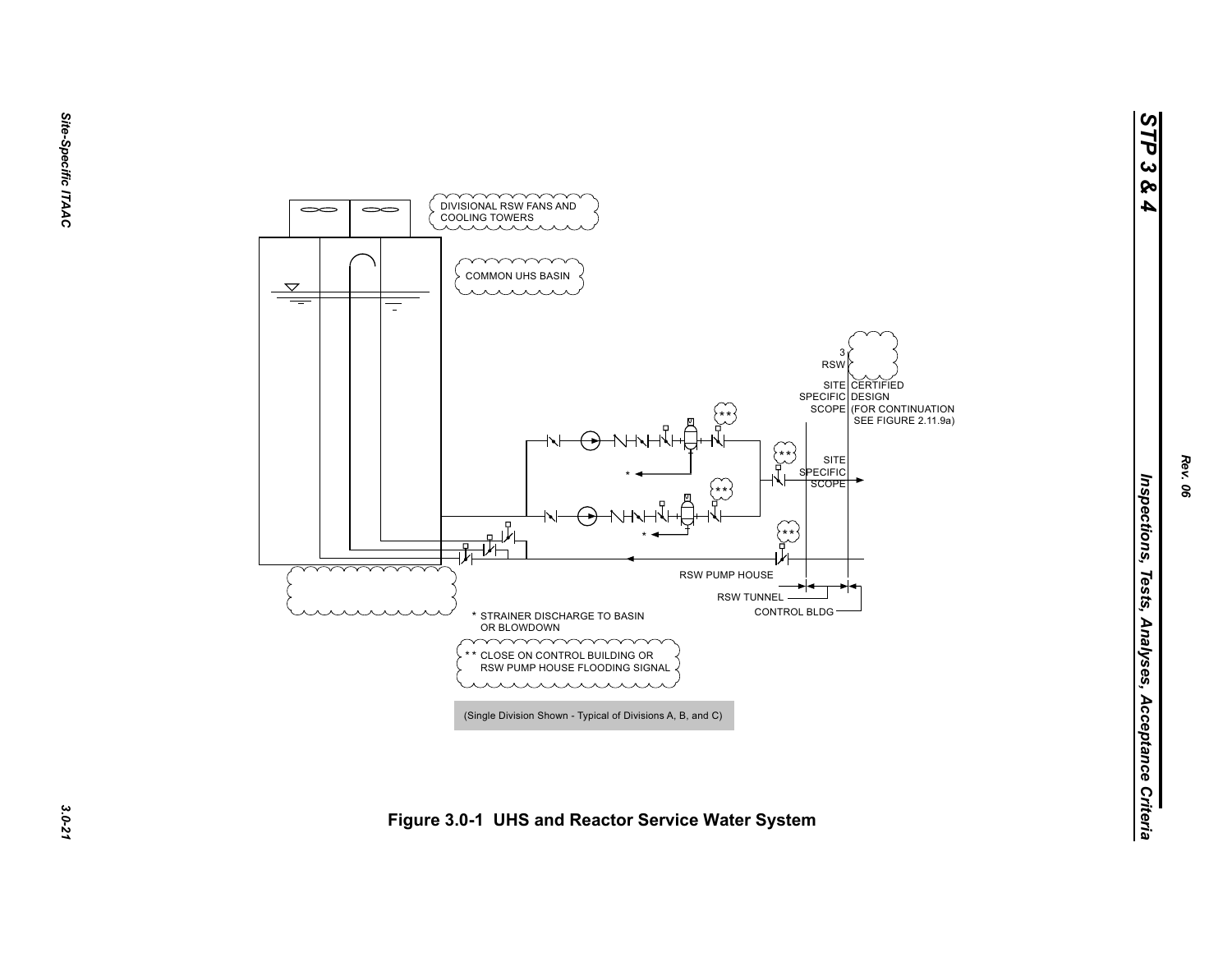DIVISIONAL RSW FANS AND COOLING TOWERS

COMMON UHS BASIN

3 RSW

SITE SPECIFIC SCOPE

CERTIFIED DESIGN (FOR CONTINUATION SEE FIGURE 2.11.9a)

SITE SPECIFIC SCOPE

RSW PUMP HOUSE

RSW TUNNEL

CONTROL BLDG

\* STRAINER DISCHARGE TO BASIN OR BLOWDOWN

\*\* CLOSE ON CONTROL BUILDING OR RSW PUMP HOUSE FLOODING SIGNAL

(Single Division Shown - Typical of Divisions A, B, and C)

**Figure 3.0-1 UHS and Reactor Service Water System**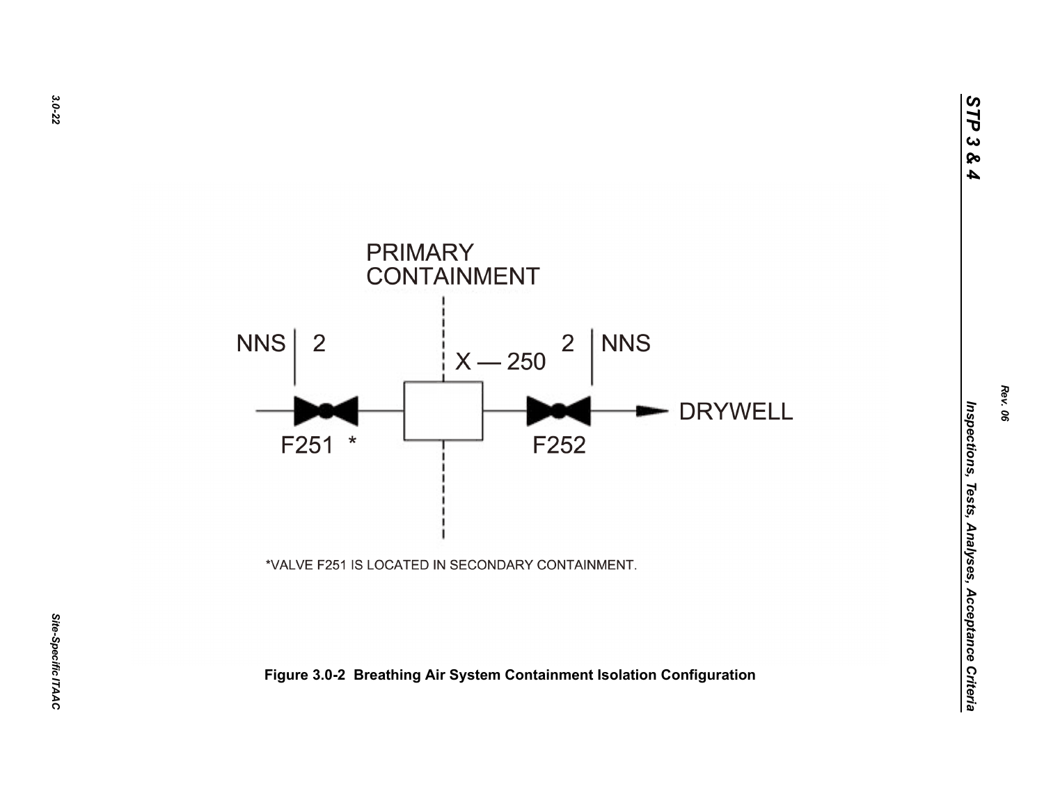PRIMARY
CONTAINMENT

NNS 2

X — 250

2 NNS

DRYWELL

F251 *

F252

*VALVE F251 IS LOCATED IN SECONDARY CONTAINMENT.

**Figure 3.0-2 Breathing Air System Containment Isolation Configuration**